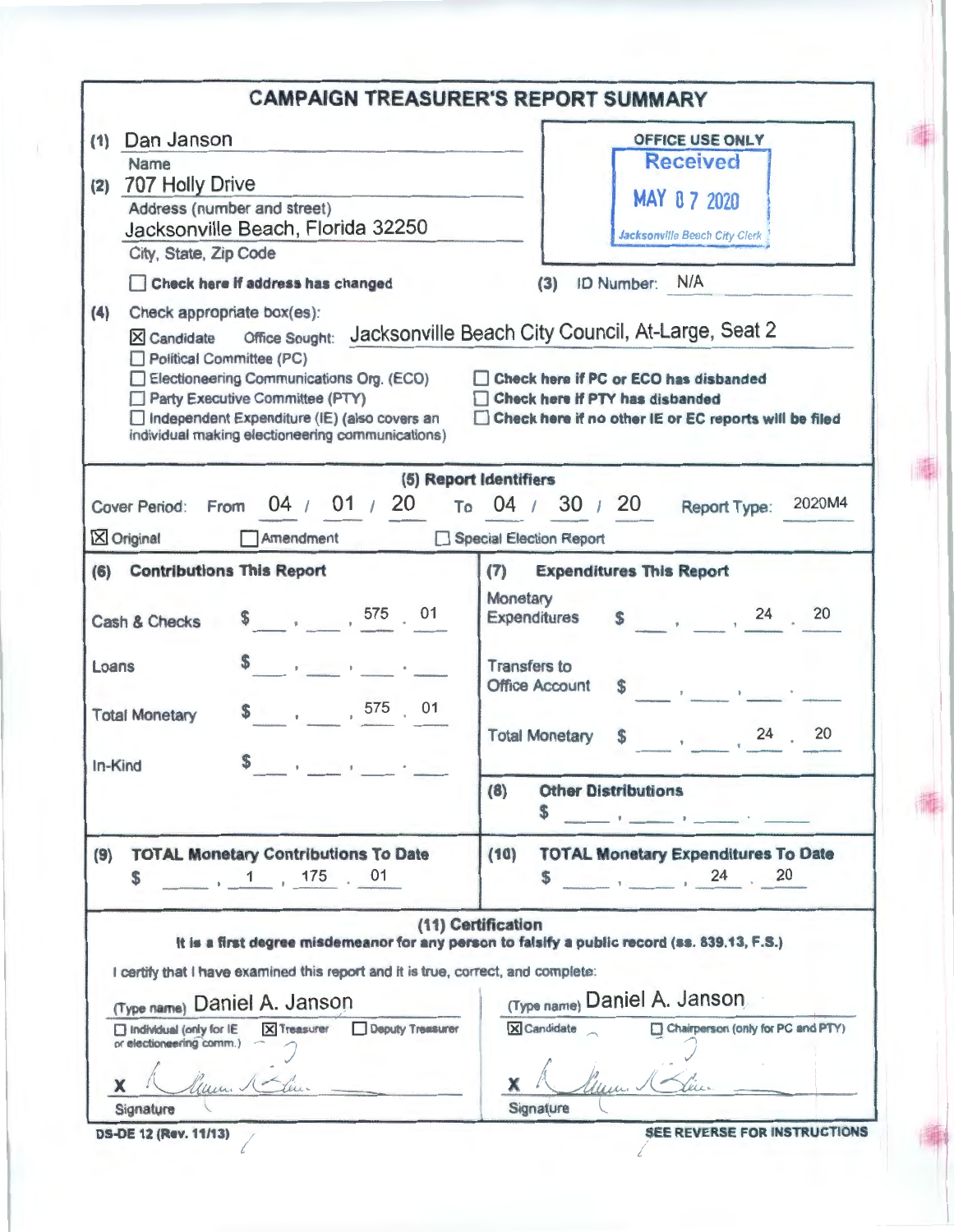# CAMPAIGN TREASURER'S REPORT SUMMARY

(1) Dan Janson
Name

(2) 707 Holly Drive
Address (number and street)
Jacksonville Beach, Florida 32250
City, State, Zip Code

☐ **Check here if address has changed**

OFFICE USE ONLY
Received
MAY 07 2020
Jacksonville Beach City Clerk

(3) ID Number: N/A

(4) Check appropriate box(es):

☒ Candidate Office Sought: Jacksonville Beach City Council, At-Large, Seat 2
☐ Political Committee (PC)
☐ Electioneering Communications Org. (ECO)
☐ Party Executive Committee (PTY)
☐ Independent Expenditure (IE) (also covers an individual making electioneering communications)

☐ **Check here if PC or ECO has disbanded**
☐ **Check here if PTY has disbanded**
☐ **Check here if no other IE or EC reports will be filed**

## (5) Report Identifiers

Cover Period: From 04 / 01 / 20 To 04 / 30 / 20 Report Type: 2020M4

☒ Original ☐ Amendment ☐ Special Election Report

| (6) Contributions This Report | | (7) Expenditures This Report | |
|---|---|---|---|
| Cash & Checks | $ 575.01 | Monetary Expenditures | $ 24.20 |
| Loans | $ | Transfers to Office Account | $ |
| Total Monetary | $ 575.01 | Total Monetary | $ 24.20 |
| In-Kind | $ | (8) Other Distributions | $ |
| (9) TOTAL Monetary Contributions To Date | $ 1,175.01 | (10) TOTAL Monetary Expenditures To Date | $ 24.20 |

## (11) Certification

**It is a first degree misdemeanor for any person to falsify a public record (ss. 839.13, F.S.)**

I certify that I have examined this report and it is true, correct, and complete:

(Type name) Daniel A. Janson
☐ Individual (only for IE or electioneering comm.) ☒ Treasurer ☐ Deputy Treasurer
X [signature]
Signature

(Type name) Daniel A. Janson
☒ Candidate ☐ Chairperson (only for PC and PTY)
X [signature]
Signature

DS-DE 12 (Rev. 11/13)

**SEE REVERSE FOR INSTRUCTIONS**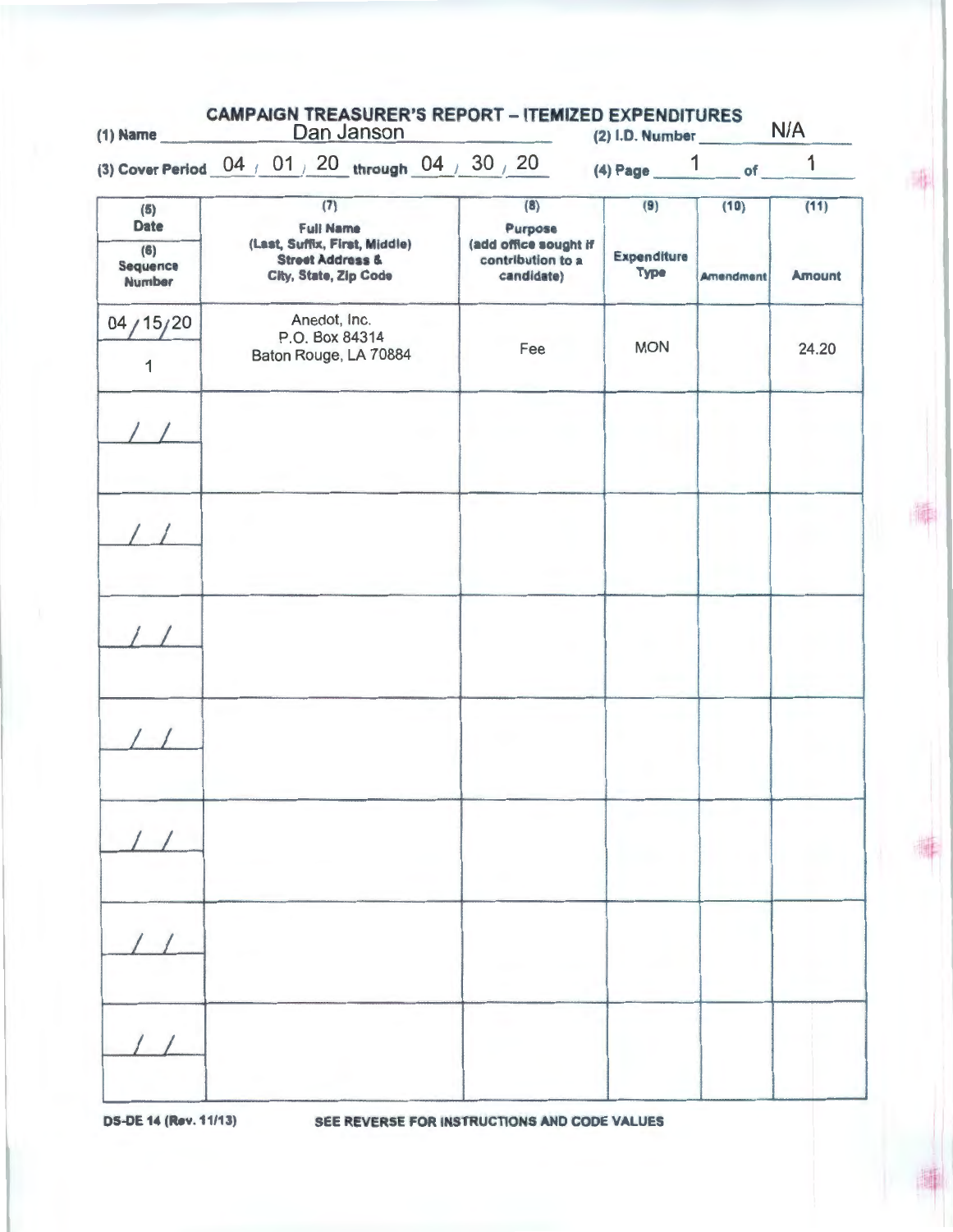# CAMPAIGN TREASURER'S REPORT – ITEMIZED EXPENDITURES

**(1) Name** Dan Janson **(2) I.D. Number** N/A

**(3) Cover Period** 04 / 01 / 20 **through** 04 / 30 / 20 **(4) Page** 1 **of** 1

| (5) Date / (6) Sequence Number | (7) Full Name (Last, Suffix, First, Middle) Street Address & City, State, Zip Code | (8) Purpose (add office sought if contribution to a candidate) | (9) Expenditure Type | (10) Amendment | (11) Amount |
|---|---|---|---|---|---|
| 04/15/20<br>1 | Anedot, Inc.<br>P.O. Box 84314<br>Baton Rouge, LA 70884 | Fee | MON | | 24.20 |
| / / | | | | | |
| / / | | | | | |
| / / | | | | | |
| / / | | | | | |
| / / | | | | | |
| / / | | | | | |
| / / | | | | | |

DS-DE 14 (Rev. 11/13) SEE REVERSE FOR INSTRUCTIONS AND CODE VALUES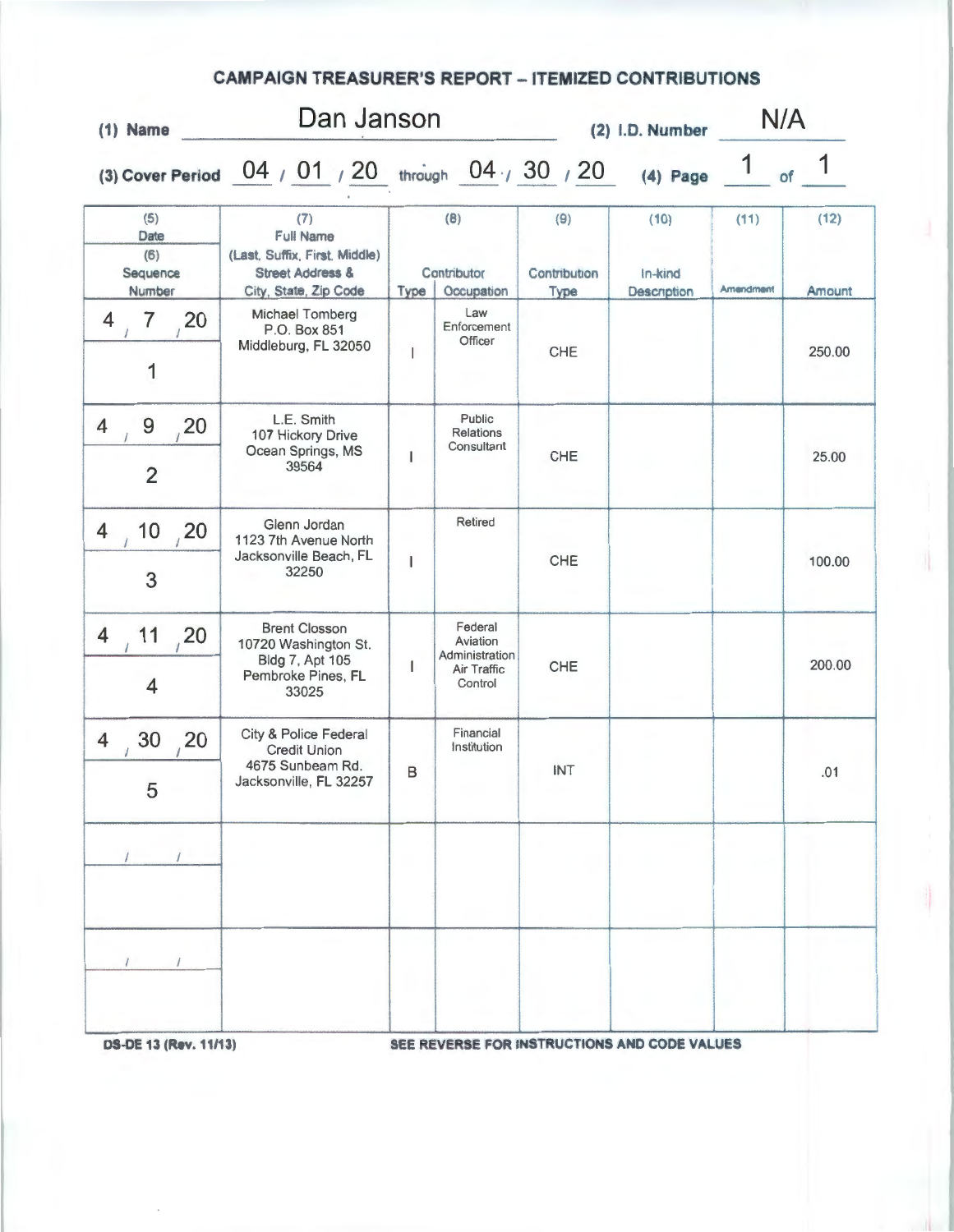## CAMPAIGN TREASURER'S REPORT – ITEMIZED CONTRIBUTIONS

**(1) Name** Dan Janson **(2) I.D. Number** N/A

**(3) Cover Period** 04 / 01 / 20 through 04 / 30 / 20 **(4) Page** 1 of 1

| (5) Date / (6) Sequence Number | (7) Full Name (Last, Suffix, First, Middle) Street Address & City, State, Zip Code | (8) Contributor Type | (8) Contributor Occupation | (9) Contribution Type | (10) In-kind Description | (11) Amendment | (12) Amount |
|---|---|---|---|---|---|---|---|
| 4 / 7 / 20<br>1 | Michael Tomberg<br>P.O. Box 851<br>Middleburg, FL 32050 | I | Law Enforcement Officer | CHE | | | 250.00 |
| 4 / 9 / 20<br>2 | L.E. Smith<br>107 Hickory Drive<br>Ocean Springs, MS 39564 | I | Public Relations Consultant | CHE | | | 25.00 |
| 4 / 10 / 20<br>3 | Glenn Jordan<br>1123 7th Avenue North<br>Jacksonville Beach, FL 32250 | I | Retired | CHE | | | 100.00 |
| 4 / 11 / 20<br>4 | Brent Closson<br>10720 Washington St.<br>Bldg 7, Apt 105<br>Pembroke Pines, FL 33025 | I | Federal Aviation Administration Air Traffic Control | CHE | | | 200.00 |
| 4 / 30 / 20<br>5 | City & Police Federal Credit Union<br>4675 Sunbeam Rd.<br>Jacksonville, FL 32257 | B | Financial Institution | INT | | | .01 |
| / / | | | | | | | |
| / / | | | | | | | |

DS-DE 13 (Rev. 11/13) SEE REVERSE FOR INSTRUCTIONS AND CODE VALUES